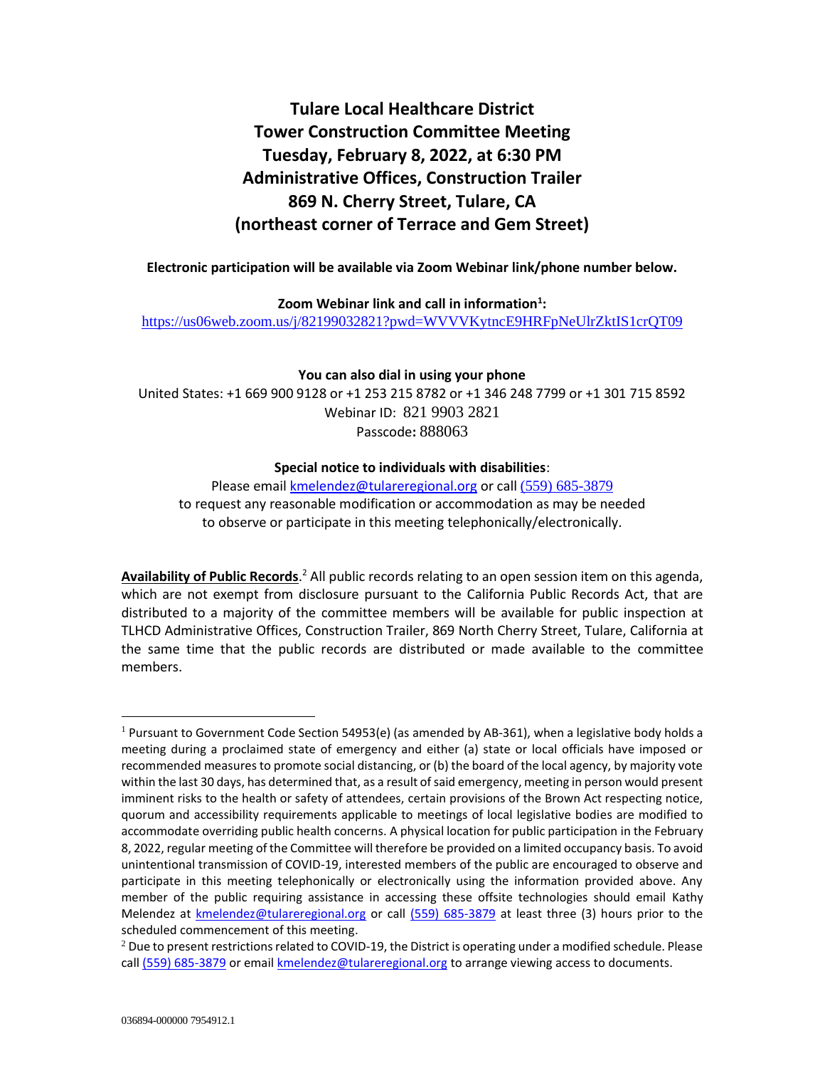# Tulare Local Healthcare District
# Tower Construction Committee Meeting
# Tuesday, February 8, 2022, at 6:30 PM
# Administrative Offices, Construction Trailer
# 869 N. Cherry Street, Tulare, CA
# (northeast corner of Terrace and Gem Street)

**Electronic participation will be available via Zoom Webinar link/phone number below.**

**Zoom Webinar link and call in information[1]:**
https://us06web.zoom.us/j/82199032821?pwd=WVVVKytncE9HRFpNeUlrZktIS1crQT09

**You can also dial in using your phone**

United States: +1 669 900 9128 or +1 253 215 8782 or +1 346 248 7799 or +1 301 715 8592

Webinar ID: 821 9903 2821

Passcode**:** 888063

**Special notice to individuals with disabilities**:

Please email kmelendez@tulareregional.org or call (559) 685-3879 to request any reasonable modification or accommodation as may be needed to observe or participate in this meeting telephonically/electronically.

**Availability of Public Records**.[2] All public records relating to an open session item on this agenda, which are not exempt from disclosure pursuant to the California Public Records Act, that are distributed to a majority of the committee members will be available for public inspection at TLHCD Administrative Offices, Construction Trailer, 869 North Cherry Street, Tulare, California at the same time that the public records are distributed or made available to the committee members.

---

[1] Pursuant to Government Code Section 54953(e) (as amended by AB-361), when a legislative body holds a meeting during a proclaimed state of emergency and either (a) state or local officials have imposed or recommended measures to promote social distancing, or (b) the board of the local agency, by majority vote within the last 30 days, has determined that, as a result of said emergency, meeting in person would present imminent risks to the health or safety of attendees, certain provisions of the Brown Act respecting notice, quorum and accessibility requirements applicable to meetings of local legislative bodies are modified to accommodate overriding public health concerns. A physical location for public participation in the February 8, 2022, regular meeting of the Committee will therefore be provided on a limited occupancy basis. To avoid unintentional transmission of COVID-19, interested members of the public are encouraged to observe and participate in this meeting telephonically or electronically using the information provided above. Any member of the public requiring assistance in accessing these offsite technologies should email Kathy Melendez at kmelendez@tulareregional.org or call (559) 685-3879 at least three (3) hours prior to the scheduled commencement of this meeting.

[2] Due to present restrictions related to COVID-19, the District is operating under a modified schedule. Please call (559) 685-3879 or email kmelendez@tulareregional.org to arrange viewing access to documents.

036894-000000 7954912.1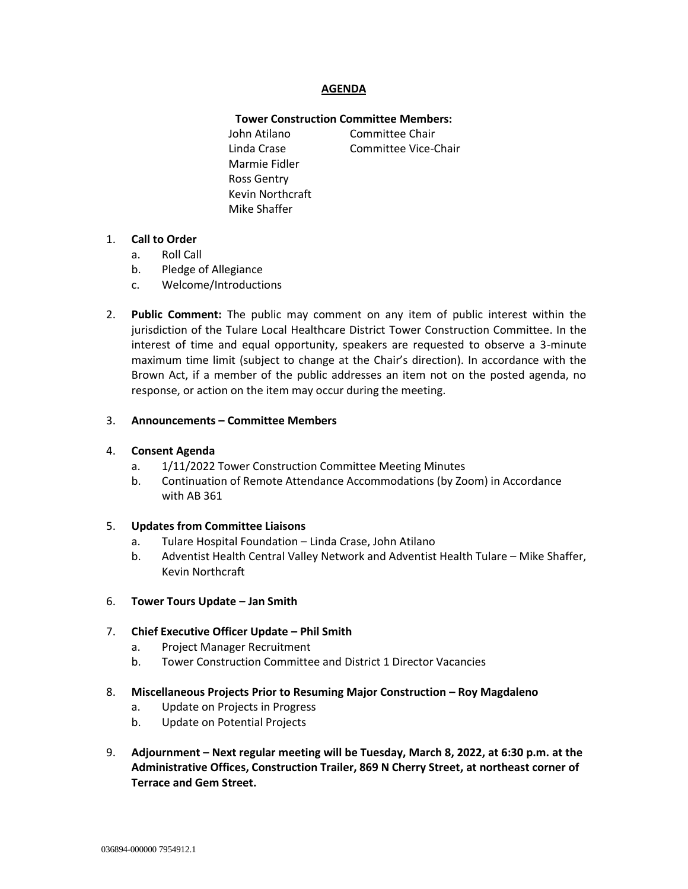# AGENDA

**Tower Construction Committee Members:**

| | |
|---|---|
| John Atilano | Committee Chair |
| Linda Crase | Committee Vice-Chair |
| Marmie Fidler | |
| Ross Gentry | |
| Kevin Northcraft | |
| Mike Shaffer | |

1. **Call to Order**
   a. Roll Call
   b. Pledge of Allegiance
   c. Welcome/Introductions

2. **Public Comment:** The public may comment on any item of public interest within the jurisdiction of the Tulare Local Healthcare District Tower Construction Committee. In the interest of time and equal opportunity, speakers are requested to observe a 3-minute maximum time limit (subject to change at the Chair's direction). In accordance with the Brown Act, if a member of the public addresses an item not on the posted agenda, no response, or action on the item may occur during the meeting.

3. **Announcements – Committee Members**

4. **Consent Agenda**
   a. 1/11/2022 Tower Construction Committee Meeting Minutes
   b. Continuation of Remote Attendance Accommodations (by Zoom) in Accordance with AB 361

5. **Updates from Committee Liaisons**
   a. Tulare Hospital Foundation – Linda Crase, John Atilano
   b. Adventist Health Central Valley Network and Adventist Health Tulare – Mike Shaffer, Kevin Northcraft

6. **Tower Tours Update – Jan Smith**

7. **Chief Executive Officer Update – Phil Smith**
   a. Project Manager Recruitment
   b. Tower Construction Committee and District 1 Director Vacancies

8. **Miscellaneous Projects Prior to Resuming Major Construction – Roy Magdaleno**
   a. Update on Projects in Progress
   b. Update on Potential Projects

9. **Adjournment – Next regular meeting will be Tuesday, March 8, 2022, at 6:30 p.m. at the Administrative Offices, Construction Trailer, 869 N Cherry Street, at northeast corner of Terrace and Gem Street.**

036894-000000 7954912.1